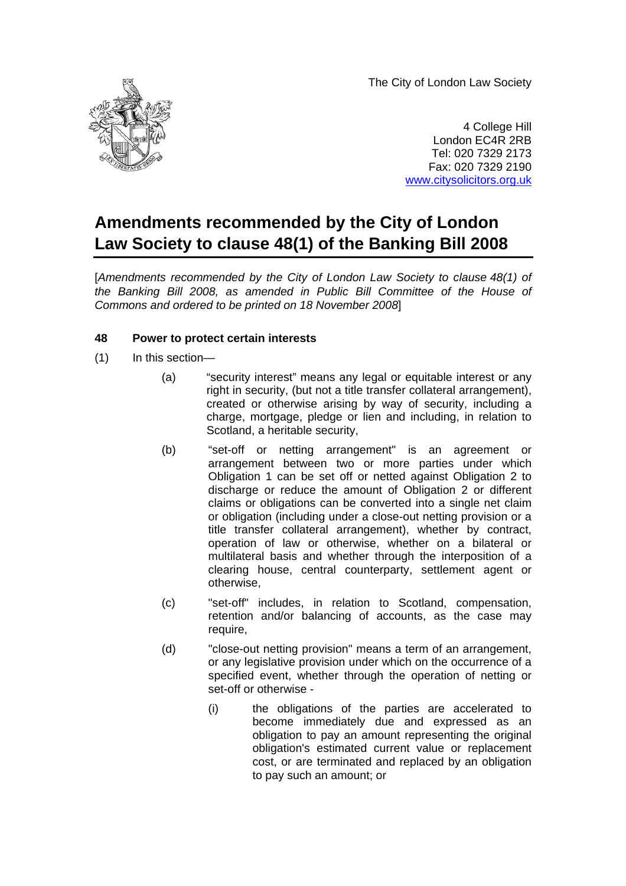The City of London Law Society

4 College Hill
London EC4R 2RB
Tel: 020 7329 2173
Fax: 020 7329 2190
www.citysolicitors.org.uk

# Amendments recommended by the City of London Law Society to clause 48(1) of the Banking Bill 2008

[*Amendments recommended by the City of London Law Society to clause 48(1) of the Banking Bill 2008, as amended in Public Bill Committee of the House of Commons and ordered to be printed on 18 November 2008*]

**48 Power to protect certain interests**

(1) In this section—

(a) “security interest” means any legal or equitable interest or any right in security, (but not a title transfer collateral arrangement), created or otherwise arising by way of security, including a charge, mortgage, pledge or lien and including, in relation to Scotland, a heritable security,

(b) "set-off or netting arrangement" is an agreement or arrangement between two or more parties under which Obligation 1 can be set off or netted against Obligation 2 to discharge or reduce the amount of Obligation 2 or different claims or obligations can be converted into a single net claim or obligation (including under a close-out netting provision or a title transfer collateral arrangement), whether by contract, operation of law or otherwise, whether on a bilateral or multilateral basis and whether through the interposition of a clearing house, central counterparty, settlement agent or otherwise,

(c) "set-off" includes, in relation to Scotland, compensation, retention and/or balancing of accounts, as the case may require,

(d) "close-out netting provision" means a term of an arrangement, or any legislative provision under which on the occurrence of a specified event, whether through the operation of netting or set-off or otherwise -

(i) the obligations of the parties are accelerated to become immediately due and expressed as an obligation to pay an amount representing the original obligation's estimated current value or replacement cost, or are terminated and replaced by an obligation to pay such an amount; or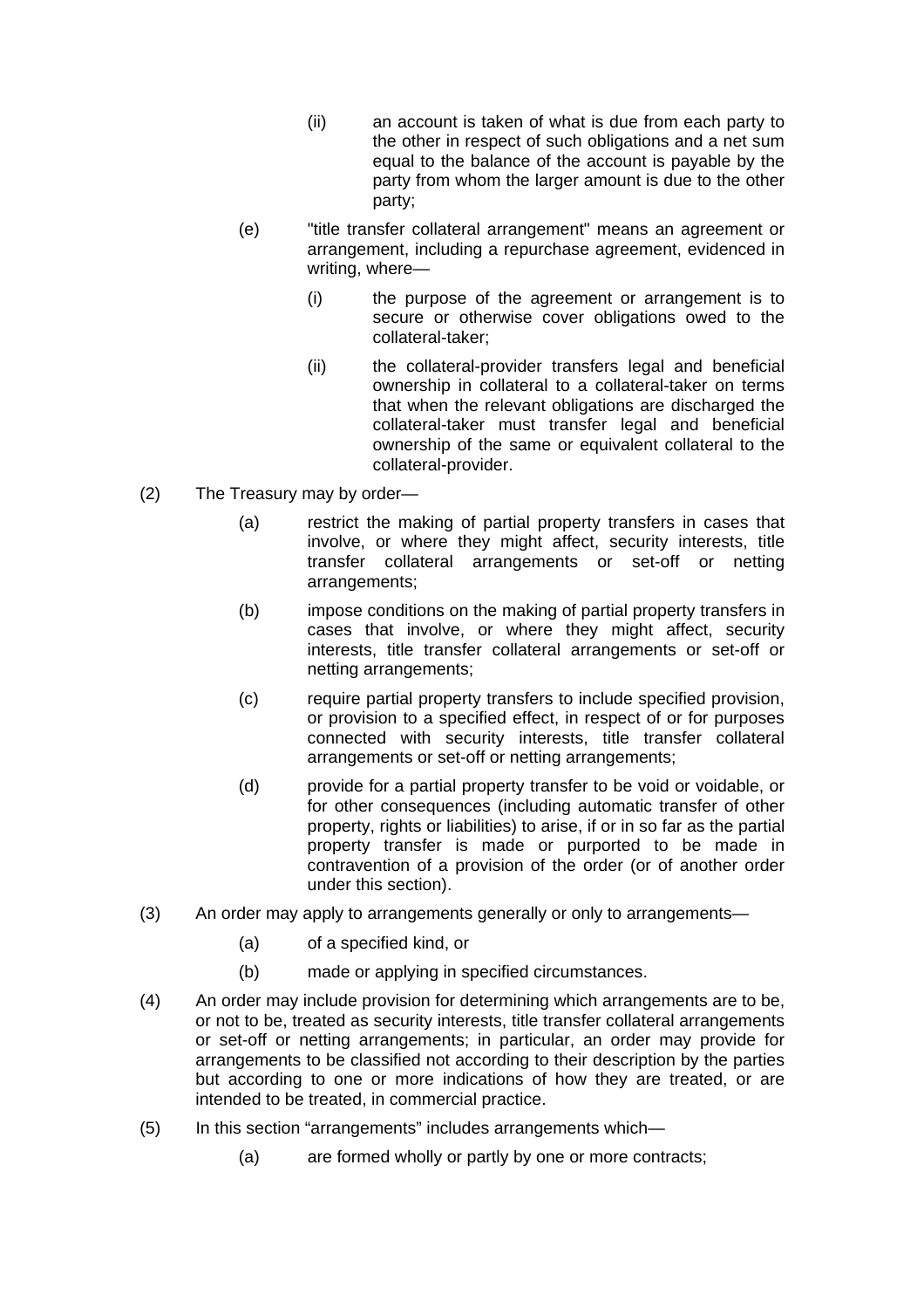(ii) an account is taken of what is due from each party to the other in respect of such obligations and a net sum equal to the balance of the account is payable by the party from whom the larger amount is due to the other party;

(e) "title transfer collateral arrangement" means an agreement or arrangement, including a repurchase agreement, evidenced in writing, where—

(i) the purpose of the agreement or arrangement is to secure or otherwise cover obligations owed to the collateral-taker;

(ii) the collateral-provider transfers legal and beneficial ownership in collateral to a collateral-taker on terms that when the relevant obligations are discharged the collateral-taker must transfer legal and beneficial ownership of the same or equivalent collateral to the collateral-provider.

(2) The Treasury may by order—

(a) restrict the making of partial property transfers in cases that involve, or where they might affect, security interests, title transfer collateral arrangements or set-off or netting arrangements;

(b) impose conditions on the making of partial property transfers in cases that involve, or where they might affect, security interests, title transfer collateral arrangements or set-off or netting arrangements;

(c) require partial property transfers to include specified provision, or provision to a specified effect, in respect of or for purposes connected with security interests, title transfer collateral arrangements or set-off or netting arrangements;

(d) provide for a partial property transfer to be void or voidable, or for other consequences (including automatic transfer of other property, rights or liabilities) to arise, if or in so far as the partial property transfer is made or purported to be made in contravention of a provision of the order (or of another order under this section).

(3) An order may apply to arrangements generally or only to arrangements—

(a) of a specified kind, or

(b) made or applying in specified circumstances.

(4) An order may include provision for determining which arrangements are to be, or not to be, treated as security interests, title transfer collateral arrangements or set-off or netting arrangements; in particular, an order may provide for arrangements to be classified not according to their description by the parties but according to one or more indications of how they are treated, or are intended to be treated, in commercial practice.

(5) In this section "arrangements" includes arrangements which—

(a) are formed wholly or partly by one or more contracts;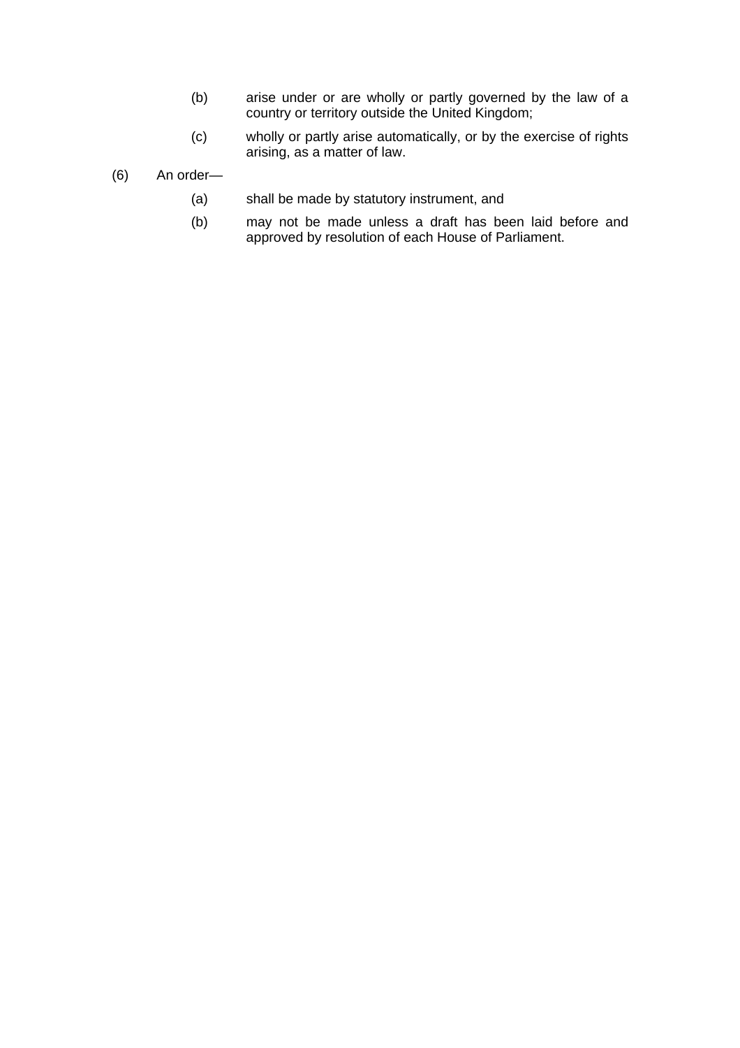(b) arise under or are wholly or partly governed by the law of a country or territory outside the United Kingdom;

(c) wholly or partly arise automatically, or by the exercise of rights arising, as a matter of law.

(6) An order—

(a) shall be made by statutory instrument, and

(b) may not be made unless a draft has been laid before and approved by resolution of each House of Parliament.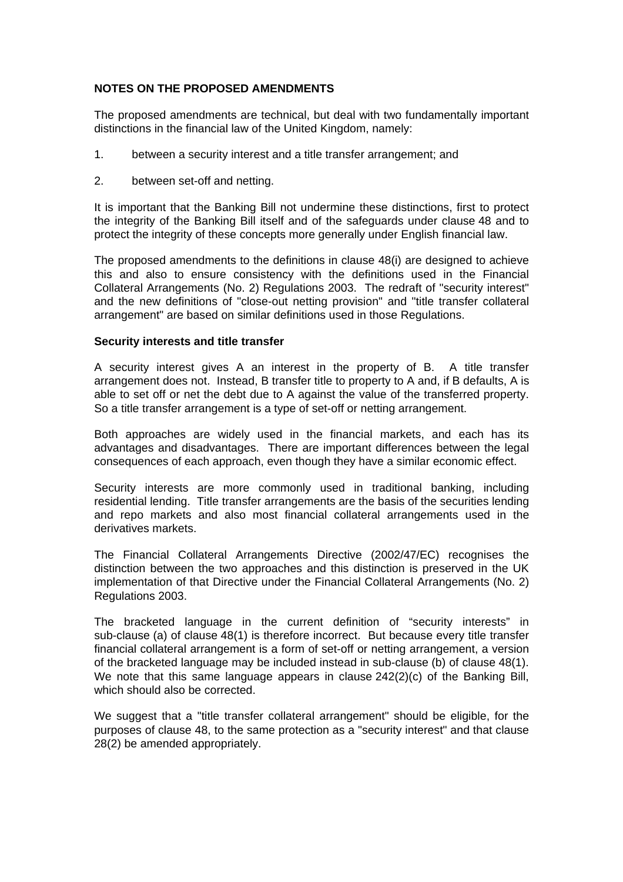**NOTES ON THE PROPOSED AMENDMENTS**

The proposed amendments are technical, but deal with two fundamentally important distinctions in the financial law of the United Kingdom, namely:

1. between a security interest and a title transfer arrangement; and
2. between set-off and netting.

It is important that the Banking Bill not undermine these distinctions, first to protect the integrity of the Banking Bill itself and of the safeguards under clause 48 and to protect the integrity of these concepts more generally under English financial law.

The proposed amendments to the definitions in clause 48(i) are designed to achieve this and also to ensure consistency with the definitions used in the Financial Collateral Arrangements (No. 2) Regulations 2003. The redraft of "security interest" and the new definitions of "close-out netting provision" and "title transfer collateral arrangement" are based on similar definitions used in those Regulations.

**Security interests and title transfer**

A security interest gives A an interest in the property of B. A title transfer arrangement does not. Instead, B transfer title to property to A and, if B defaults, A is able to set off or net the debt due to A against the value of the transferred property. So a title transfer arrangement is a type of set-off or netting arrangement.

Both approaches are widely used in the financial markets, and each has its advantages and disadvantages. There are important differences between the legal consequences of each approach, even though they have a similar economic effect.

Security interests are more commonly used in traditional banking, including residential lending. Title transfer arrangements are the basis of the securities lending and repo markets and also most financial collateral arrangements used in the derivatives markets.

The Financial Collateral Arrangements Directive (2002/47/EC) recognises the distinction between the two approaches and this distinction is preserved in the UK implementation of that Directive under the Financial Collateral Arrangements (No. 2) Regulations 2003.

The bracketed language in the current definition of "security interests" in sub-clause (a) of clause 48(1) is therefore incorrect. But because every title transfer financial collateral arrangement is a form of set-off or netting arrangement, a version of the bracketed language may be included instead in sub-clause (b) of clause 48(1). We note that this same language appears in clause 242(2)(c) of the Banking Bill, which should also be corrected.

We suggest that a "title transfer collateral arrangement" should be eligible, for the purposes of clause 48, to the same protection as a "security interest" and that clause 28(2) be amended appropriately.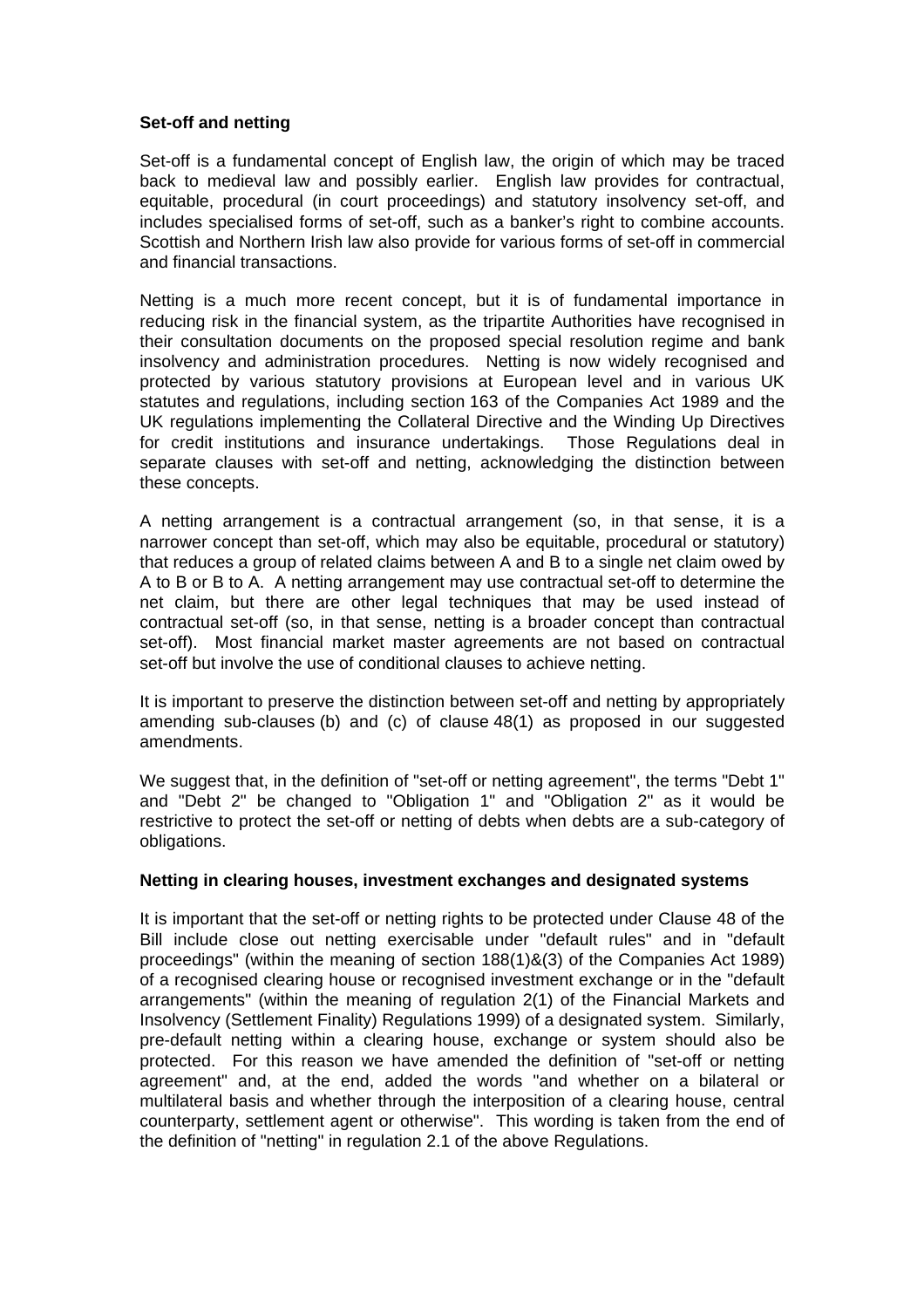**Set-off and netting**

Set-off is a fundamental concept of English law, the origin of which may be traced back to medieval law and possibly earlier. English law provides for contractual, equitable, procedural (in court proceedings) and statutory insolvency set-off, and includes specialised forms of set-off, such as a banker's right to combine accounts. Scottish and Northern Irish law also provide for various forms of set-off in commercial and financial transactions.

Netting is a much more recent concept, but it is of fundamental importance in reducing risk in the financial system, as the tripartite Authorities have recognised in their consultation documents on the proposed special resolution regime and bank insolvency and administration procedures. Netting is now widely recognised and protected by various statutory provisions at European level and in various UK statutes and regulations, including section 163 of the Companies Act 1989 and the UK regulations implementing the Collateral Directive and the Winding Up Directives for credit institutions and insurance undertakings. Those Regulations deal in separate clauses with set-off and netting, acknowledging the distinction between these concepts.

A netting arrangement is a contractual arrangement (so, in that sense, it is a narrower concept than set-off, which may also be equitable, procedural or statutory) that reduces a group of related claims between A and B to a single net claim owed by A to B or B to A. A netting arrangement may use contractual set-off to determine the net claim, but there are other legal techniques that may be used instead of contractual set-off (so, in that sense, netting is a broader concept than contractual set-off). Most financial market master agreements are not based on contractual set-off but involve the use of conditional clauses to achieve netting.

It is important to preserve the distinction between set-off and netting by appropriately amending sub-clauses (b) and (c) of clause 48(1) as proposed in our suggested amendments.

We suggest that, in the definition of "set-off or netting agreement", the terms "Debt 1" and "Debt 2" be changed to "Obligation 1" and "Obligation 2" as it would be restrictive to protect the set-off or netting of debts when debts are a sub-category of obligations.

**Netting in clearing houses, investment exchanges and designated systems**

It is important that the set-off or netting rights to be protected under Clause 48 of the Bill include close out netting exercisable under "default rules" and in "default proceedings" (within the meaning of section 188(1)&(3) of the Companies Act 1989) of a recognised clearing house or recognised investment exchange or in the "default arrangements" (within the meaning of regulation 2(1) of the Financial Markets and Insolvency (Settlement Finality) Regulations 1999) of a designated system. Similarly, pre-default netting within a clearing house, exchange or system should also be protected. For this reason we have amended the definition of "set-off or netting agreement" and, at the end, added the words "and whether on a bilateral or multilateral basis and whether through the interposition of a clearing house, central counterparty, settlement agent or otherwise". This wording is taken from the end of the definition of "netting" in regulation 2.1 of the above Regulations.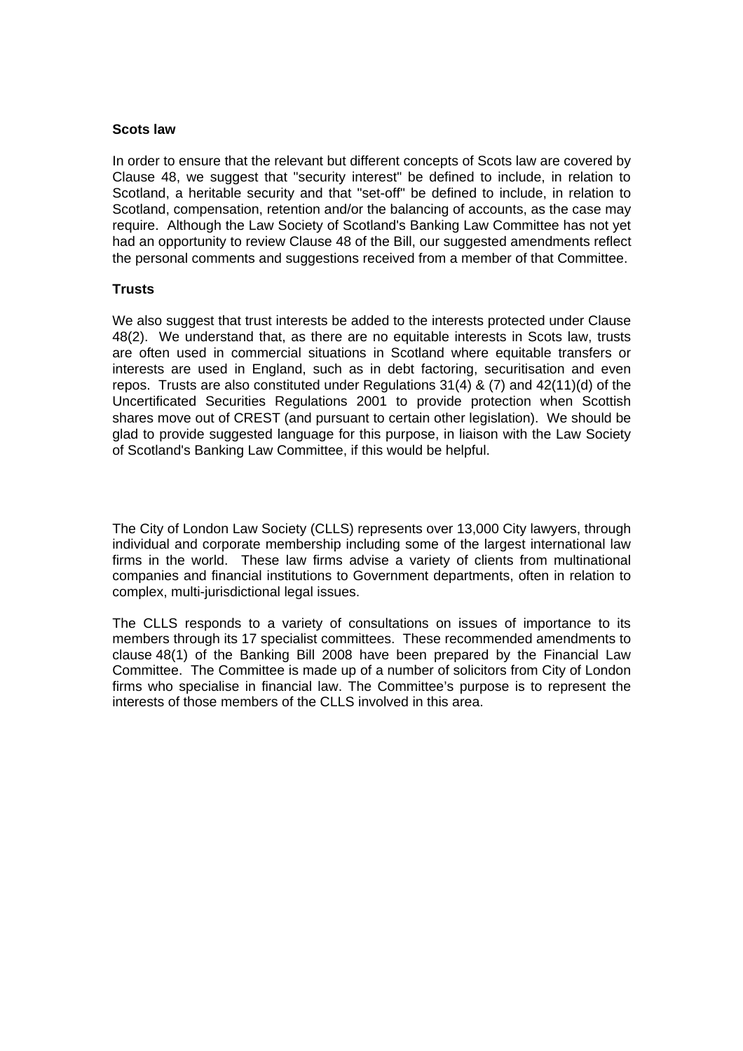**Scots law**

In order to ensure that the relevant but different concepts of Scots law are covered by Clause 48, we suggest that "security interest" be defined to include, in relation to Scotland, a heritable security and that "set-off" be defined to include, in relation to Scotland, compensation, retention and/or the balancing of accounts, as the case may require. Although the Law Society of Scotland's Banking Law Committee has not yet had an opportunity to review Clause 48 of the Bill, our suggested amendments reflect the personal comments and suggestions received from a member of that Committee.

**Trusts**

We also suggest that trust interests be added to the interests protected under Clause 48(2). We understand that, as there are no equitable interests in Scots law, trusts are often used in commercial situations in Scotland where equitable transfers or interests are used in England, such as in debt factoring, securitisation and even repos. Trusts are also constituted under Regulations 31(4) & (7) and 42(11)(d) of the Uncertificated Securities Regulations 2001 to provide protection when Scottish shares move out of CREST (and pursuant to certain other legislation). We should be glad to provide suggested language for this purpose, in liaison with the Law Society of Scotland's Banking Law Committee, if this would be helpful.

The City of London Law Society (CLLS) represents over 13,000 City lawyers, through individual and corporate membership including some of the largest international law firms in the world. These law firms advise a variety of clients from multinational companies and financial institutions to Government departments, often in relation to complex, multi-jurisdictional legal issues.

The CLLS responds to a variety of consultations on issues of importance to its members through its 17 specialist committees. These recommended amendments to clause 48(1) of the Banking Bill 2008 have been prepared by the Financial Law Committee. The Committee is made up of a number of solicitors from City of London firms who specialise in financial law. The Committee's purpose is to represent the interests of those members of the CLLS involved in this area.